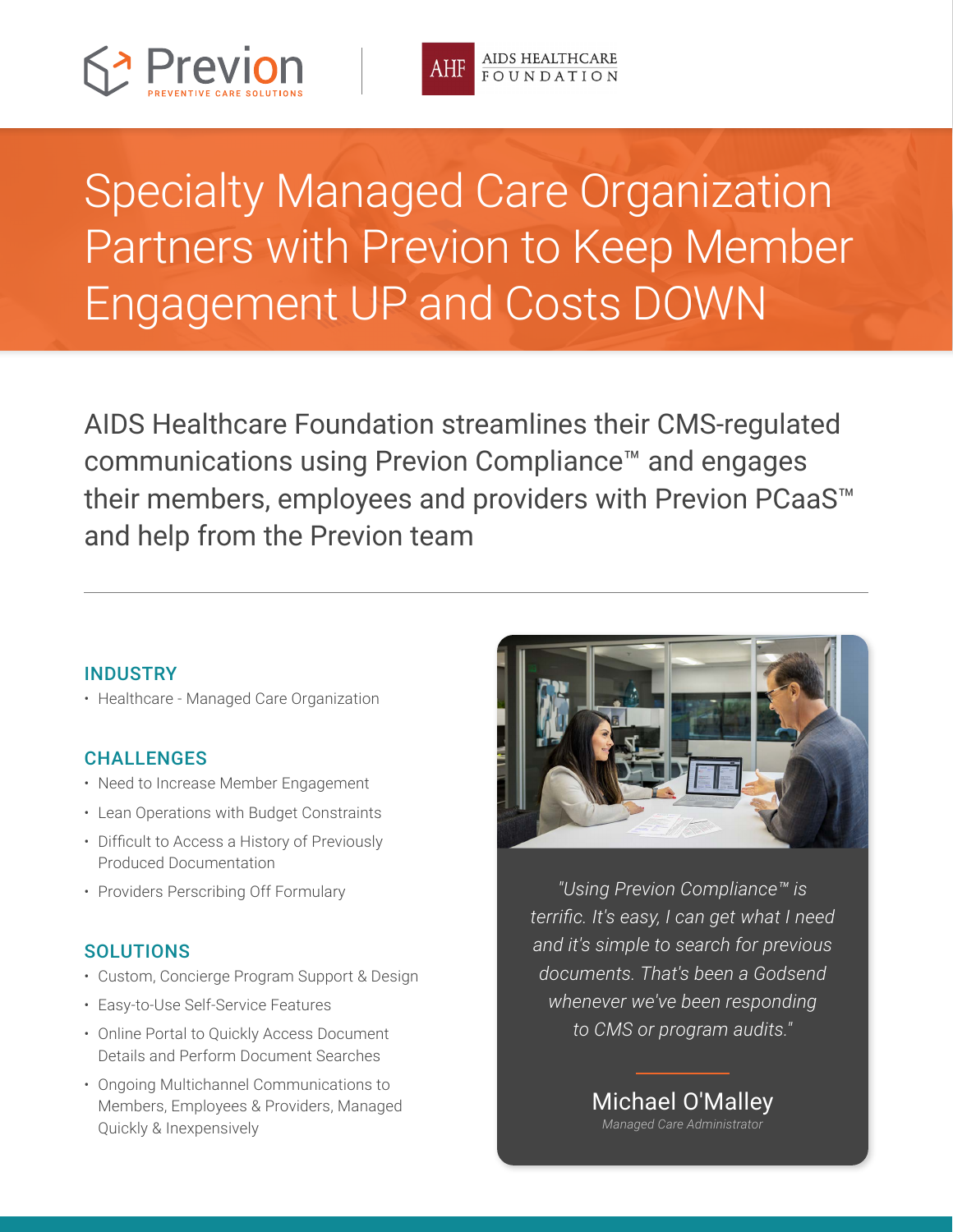Previon
PREVENTIVE CARE SOLUTIONS

AHF AIDS HEALTHCARE FOUNDATION

# Specialty Managed Care Organization Partners with Previon to Keep Member Engagement UP and Costs DOWN

AIDS Healthcare Foundation streamlines their CMS-regulated communications using Previon Compliance™ and engages their members, employees and providers with Previon PCaaS™ and help from the Previon team

---

### INDUSTRY

- Healthcare - Managed Care Organization

### CHALLENGES

- Need to Increase Member Engagement
- Lean Operations with Budget Constraints
- Difficult to Access a History of Previously Produced Documentation
- Providers Perscribing Off Formulary

### SOLUTIONS

- Custom, Concierge Program Support & Design
- Easy-to-Use Self-Service Features
- Online Portal to Quickly Access Document Details and Perform Document Searches
- Ongoing Multichannel Communications to Members, Employees & Providers, Managed Quickly & Inexpensively

*"Using Previon Compliance™ is terrific. It's easy, I can get what I need and it's simple to search for previous documents. That's been a Godsend whenever we've been responding to CMS or program audits."*

Michael O'Malley
*Managed Care Administrator*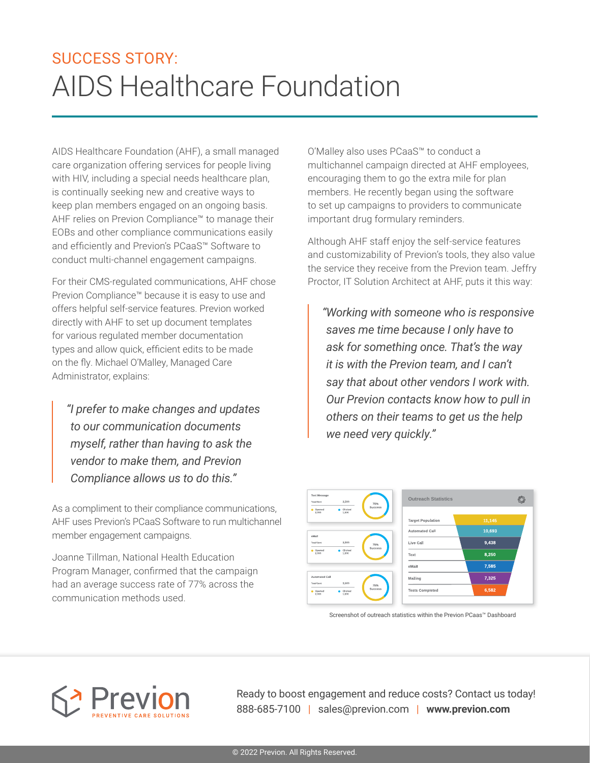SUCCESS STORY:

# AIDS Healthcare Foundation

AIDS Healthcare Foundation (AHF), a small managed care organization offering services for people living with HIV, including a special needs healthcare plan, is continually seeking new and creative ways to keep plan members engaged on an ongoing basis. AHF relies on Previon Compliance™ to manage their EOBs and other compliance communications easily and efficiently and Previon's PCaaS™ Software to conduct multi-channel engagement campaigns.

For their CMS-regulated communications, AHF chose Previon Compliance™ because it is easy to use and offers helpful self-service features. Previon worked directly with AHF to set up document templates for various regulated member documentation types and allow quick, efficient edits to be made on the fly. Michael O'Malley, Managed Care Administrator, explains:

> *"I prefer to make changes and updates to our communication documents myself, rather than having to ask the vendor to make them, and Previon Compliance allows us to do this."*

As a compliment to their compliance communications, AHF uses Previon's PCaaS Software to run multichannel member engagement campaigns.

Joanne Tillman, National Health Education Program Manager, confirmed that the campaign had an average success rate of 77% across the communication methods used.

O'Malley also uses PCaaS™ to conduct a multichannel campaign directed at AHF employees, encouraging them to go the extra mile for plan members. He recently began using the software to set up campaigns to providers to communicate important drug formulary reminders.

Although AHF staff enjoy the self-service features and customizability of Previon's tools, they also value the service they receive from the Previon team. Jeffry Proctor, IT Solution Architect at AHF, puts it this way:

> *"Working with someone who is responsive saves me time because I only have to ask for something once. That's the way it is with the Previon team, and I can't say that about other vendors I work with. Our Previon contacts know how to pull in others on their teams to get us the help we need very quickly."*

Text Message
eMail
Automated Call

Outreach Statistics
Target Population 11,145
Automated Call 10,693
Live Call 9,438
Text 8,250
eMail 7,585
Mailing 7,325
Tests Completed 6,582

Screenshot of outreach statistics within the Previon PCaas™ Dashboard

Previon
PREVENTIVE CARE SOLUTIONS

Ready to boost engagement and reduce costs? Contact us today!
888-685-7100 | sales@previon.com | **www.previon.com**

© 2022 Previon. All Rights Reserved.